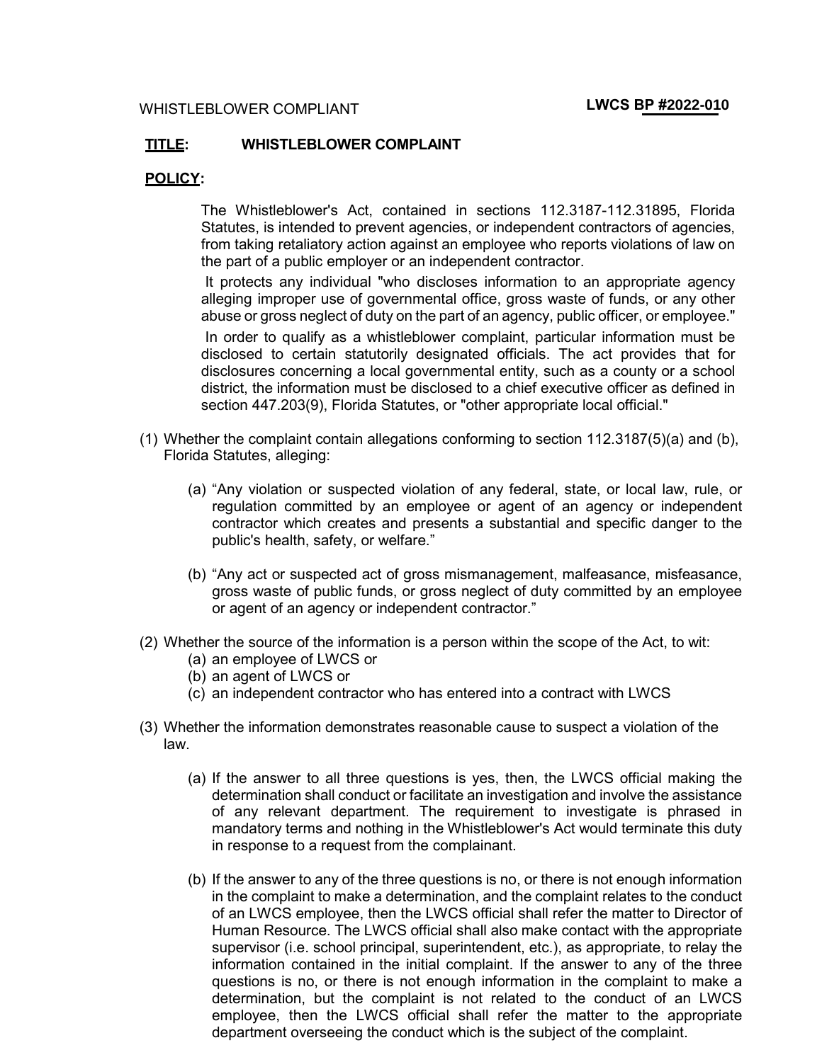WHISTLEBLOWER COMPLIANT **LWCS BP #2022-010**

**TITLE:** **WHISTLEBLOWER COMPLAINT**

**POLICY:**

The Whistleblower's Act, contained in sections 112.3187-112.31895, Florida Statutes, is intended to prevent agencies, or independent contractors of agencies, from taking retaliatory action against an employee who reports violations of law on the part of a public employer or an independent contractor.

It protects any individual "who discloses information to an appropriate agency alleging improper use of governmental office, gross waste of funds, or any other abuse or gross neglect of duty on the part of an agency, public officer, or employee."

In order to qualify as a whistleblower complaint, particular information must be disclosed to certain statutorily designated officials. The act provides that for disclosures concerning a local governmental entity, such as a county or a school district, the information must be disclosed to a chief executive officer as defined in section 447.203(9), Florida Statutes, or "other appropriate local official."

(1) Whether the complaint contain allegations conforming to section 112.3187(5)(a) and (b), Florida Statutes, alleging:

   (a) "Any violation or suspected violation of any federal, state, or local law, rule, or regulation committed by an employee or agent of an agency or independent contractor which creates and presents a substantial and specific danger to the public's health, safety, or welfare."

   (b) "Any act or suspected act of gross mismanagement, malfeasance, misfeasance, gross waste of public funds, or gross neglect of duty committed by an employee or agent of an agency or independent contractor."

(2) Whether the source of the information is a person within the scope of the Act, to wit:
   (a) an employee of LWCS or
   (b) an agent of LWCS or
   (c) an independent contractor who has entered into a contract with LWCS

(3) Whether the information demonstrates reasonable cause to suspect a violation of the law.

   (a) If the answer to all three questions is yes, then, the LWCS official making the determination shall conduct or facilitate an investigation and involve the assistance of any relevant department. The requirement to investigate is phrased in mandatory terms and nothing in the Whistleblower's Act would terminate this duty in response to a request from the complainant.

   (b) If the answer to any of the three questions is no, or there is not enough information in the complaint to make a determination, and the complaint relates to the conduct of an LWCS employee, then the LWCS official shall refer the matter to Director of Human Resource. The LWCS official shall also make contact with the appropriate supervisor (i.e. school principal, superintendent, etc.), as appropriate, to relay the information contained in the initial complaint. If the answer to any of the three questions is no, or there is not enough information in the complaint to make a determination, but the complaint is not related to the conduct of an LWCS employee, then the LWCS official shall refer the matter to the appropriate department overseeing the conduct which is the subject of the complaint.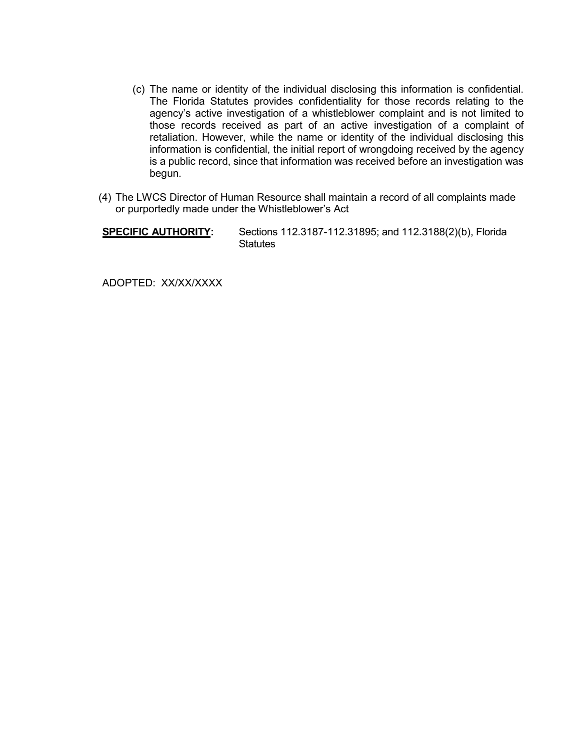(c) The name or identity of the individual disclosing this information is confidential. The Florida Statutes provides confidentiality for those records relating to the agency's active investigation of a whistleblower complaint and is not limited to those records received as part of an active investigation of a complaint of retaliation. However, while the name or identity of the individual disclosing this information is confidential, the initial report of wrongdoing received by the agency is a public record, since that information was received before an investigation was begun.

(4) The LWCS Director of Human Resource shall maintain a record of all complaints made or purportedly made under the Whistleblower's Act

**SPECIFIC AUTHORITY:** Sections 112.3187-112.31895; and 112.3188(2)(b), Florida Statutes

ADOPTED: XX/XX/XXXX